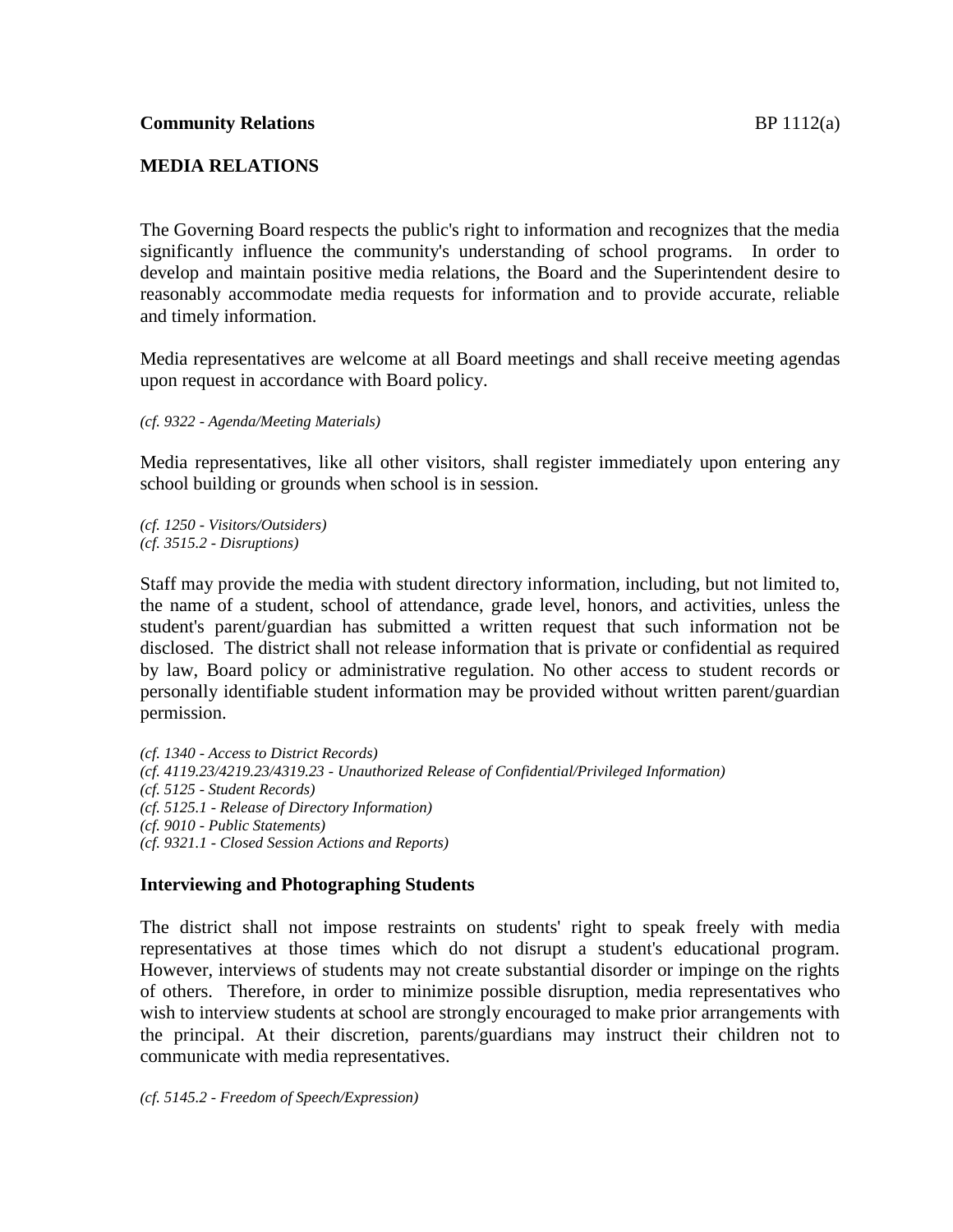**Community Relations** BP 1112(a)

## MEDIA RELATIONS

The Governing Board respects the public's right to information and recognizes that the media significantly influence the community's understanding of school programs. In order to develop and maintain positive media relations, the Board and the Superintendent desire to reasonably accommodate media requests for information and to provide accurate, reliable and timely information.

Media representatives are welcome at all Board meetings and shall receive meeting agendas upon request in accordance with Board policy.

*(cf. 9322 - Agenda/Meeting Materials)*

Media representatives, like all other visitors, shall register immediately upon entering any school building or grounds when school is in session.

*(cf. 1250 - Visitors/Outsiders)*
*(cf. 3515.2 - Disruptions)*

Staff may provide the media with student directory information, including, but not limited to, the name of a student, school of attendance, grade level, honors, and activities, unless the student's parent/guardian has submitted a written request that such information not be disclosed. The district shall not release information that is private or confidential as required by law, Board policy or administrative regulation. No other access to student records or personally identifiable student information may be provided without written parent/guardian permission.

*(cf. 1340 - Access to District Records)*
*(cf. 4119.23/4219.23/4319.23 - Unauthorized Release of Confidential/Privileged Information)*
*(cf. 5125 - Student Records)*
*(cf. 5125.1 - Release of Directory Information)*
*(cf. 9010 - Public Statements)*
*(cf. 9321.1 - Closed Session Actions and Reports)*

### Interviewing and Photographing Students

The district shall not impose restraints on students' right to speak freely with media representatives at those times which do not disrupt a student's educational program. However, interviews of students may not create substantial disorder or impinge on the rights of others. Therefore, in order to minimize possible disruption, media representatives who wish to interview students at school are strongly encouraged to make prior arrangements with the principal. At their discretion, parents/guardians may instruct their children not to communicate with media representatives.

*(cf. 5145.2 - Freedom of Speech/Expression)*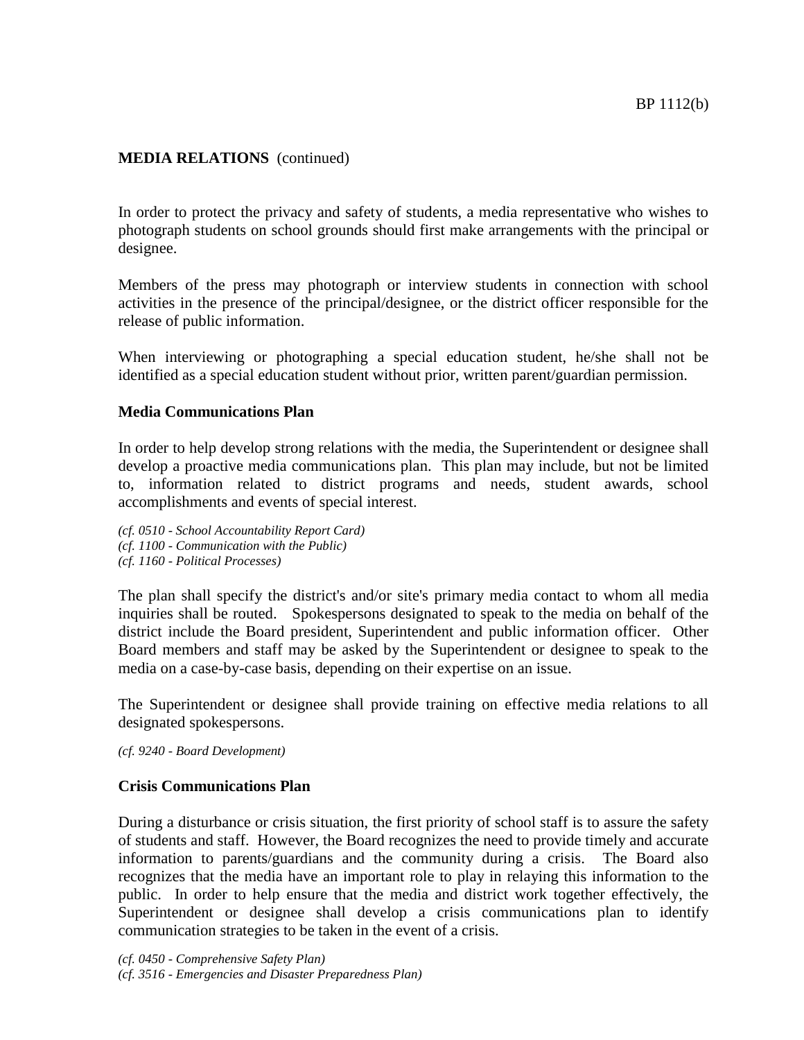**MEDIA RELATIONS** (continued)

In order to protect the privacy and safety of students, a media representative who wishes to photograph students on school grounds should first make arrangements with the principal or designee.

Members of the press may photograph or interview students in connection with school activities in the presence of the principal/designee, or the district officer responsible for the release of public information.

When interviewing or photographing a special education student, he/she shall not be identified as a special education student without prior, written parent/guardian permission.

**Media Communications Plan**

In order to help develop strong relations with the media, the Superintendent or designee shall develop a proactive media communications plan. This plan may include, but not be limited to, information related to district programs and needs, student awards, school accomplishments and events of special interest.

*(cf. 0510 - School Accountability Report Card)*
*(cf. 1100 - Communication with the Public)*
*(cf. 1160 - Political Processes)*

The plan shall specify the district's and/or site's primary media contact to whom all media inquiries shall be routed. Spokespersons designated to speak to the media on behalf of the district include the Board president, Superintendent and public information officer. Other Board members and staff may be asked by the Superintendent or designee to speak to the media on a case-by-case basis, depending on their expertise on an issue.

The Superintendent or designee shall provide training on effective media relations to all designated spokespersons.

*(cf. 9240 - Board Development)*

**Crisis Communications Plan**

During a disturbance or crisis situation, the first priority of school staff is to assure the safety of students and staff. However, the Board recognizes the need to provide timely and accurate information to parents/guardians and the community during a crisis. The Board also recognizes that the media have an important role to play in relaying this information to the public. In order to help ensure that the media and district work together effectively, the Superintendent or designee shall develop a crisis communications plan to identify communication strategies to be taken in the event of a crisis.

*(cf. 0450 - Comprehensive Safety Plan)*
*(cf. 3516 - Emergencies and Disaster Preparedness Plan)*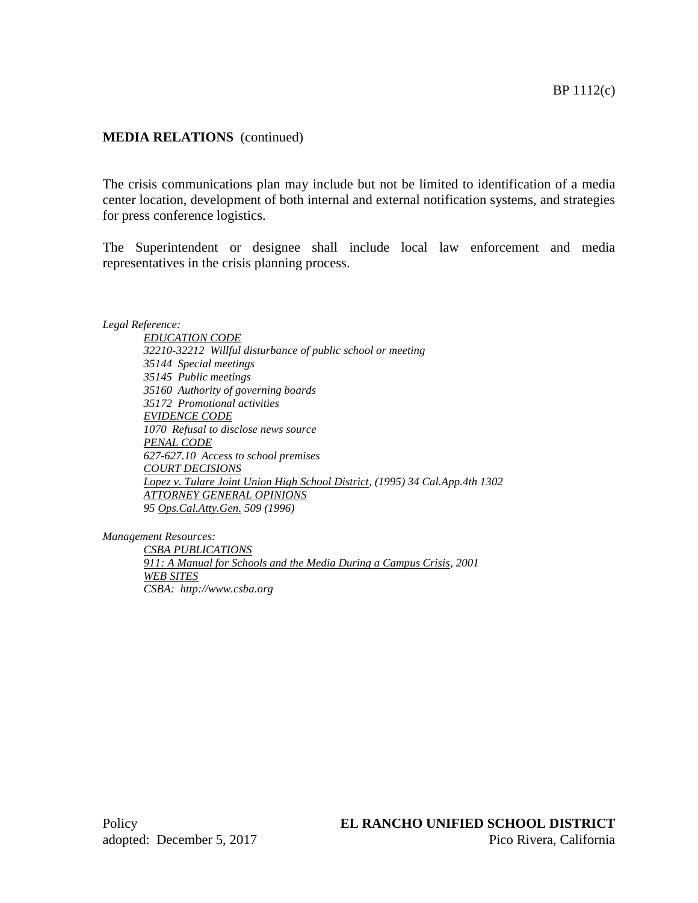**MEDIA RELATIONS** (continued)

The crisis communications plan may include but not be limited to identification of a media center location, development of both internal and external notification systems, and strategies for press conference logistics.

The Superintendent or designee shall include local law enforcement and media representatives in the crisis planning process.

*Legal Reference:*

*EDUCATION CODE*
*32210-32212 Willful disturbance of public school or meeting*
*35144 Special meetings*
*35145 Public meetings*
*35160 Authority of governing boards*
*35172 Promotional activities*
*EVIDENCE CODE*
*1070 Refusal to disclose news source*
*PENAL CODE*
*627-627.10 Access to school premises*
*COURT DECISIONS*
*Lopez v. Tulare Joint Union High School District, (1995) 34 Cal.App.4th 1302*
*ATTORNEY GENERAL OPINIONS*
*95 Ops.Cal.Atty.Gen. 509 (1996)*

*Management Resources:*

*CSBA PUBLICATIONS*
*911: A Manual for Schools and the Media During a Campus Crisis, 2001*
*WEB SITES*
*CSBA: http://www.csba.org*

Policy
adopted: December 5, 2017

**EL RANCHO UNIFIED SCHOOL DISTRICT**
Pico Rivera, California